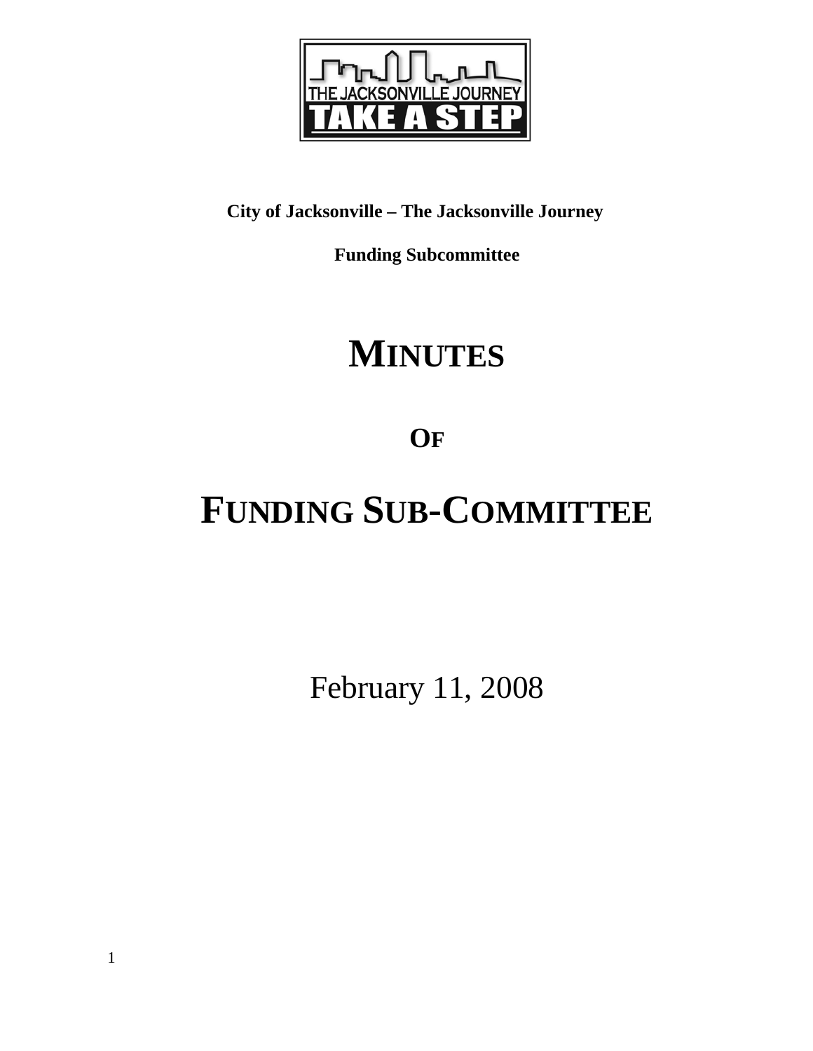**City of Jacksonville – The Jacksonville Journey**

**Funding Subcommittee**

# MINUTES

## OF

# FUNDING SUB-COMMITTEE

February 11, 2008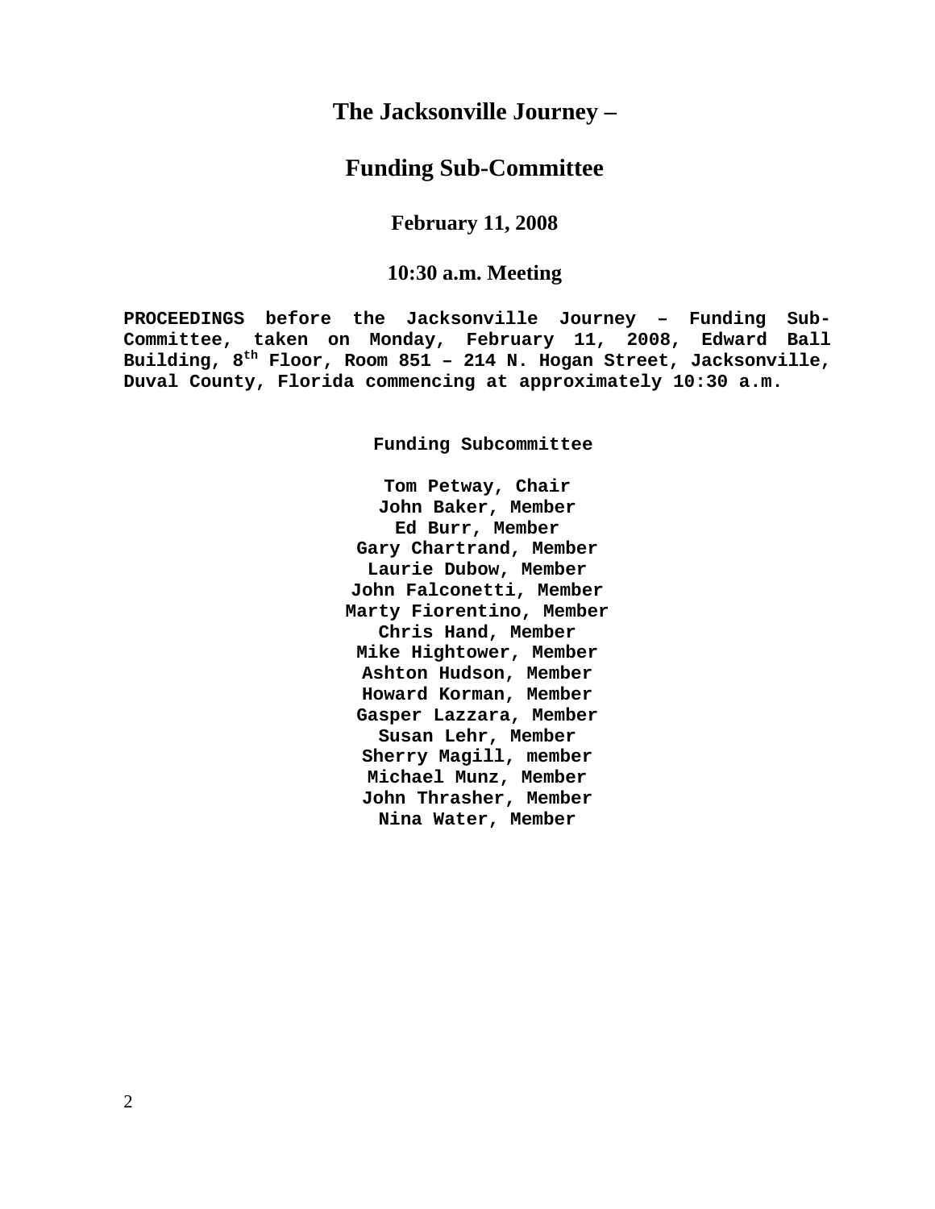# The Jacksonville Journey –

## Funding Sub-Committee

### February 11, 2008

### 10:30 a.m. Meeting

**PROCEEDINGS before the Jacksonville Journey – Funding Sub-Committee, taken on Monday, February 11, 2008, Edward Ball Building, 8th Floor, Room 851 – 214 N. Hogan Street, Jacksonville, Duval County, Florida commencing at approximately 10:30 a.m.**

**Funding Subcommittee**

**Tom Petway, Chair**
**John Baker, Member**
**Ed Burr, Member**
**Gary Chartrand, Member**
**Laurie Dubow, Member**
**John Falconetti, Member**
**Marty Fiorentino, Member**
**Chris Hand, Member**
**Mike Hightower, Member**
**Ashton Hudson, Member**
**Howard Korman, Member**
**Gasper Lazzara, Member**
**Susan Lehr, Member**
**Sherry Magill, member**
**Michael Munz, Member**
**John Thrasher, Member**
**Nina Water, Member**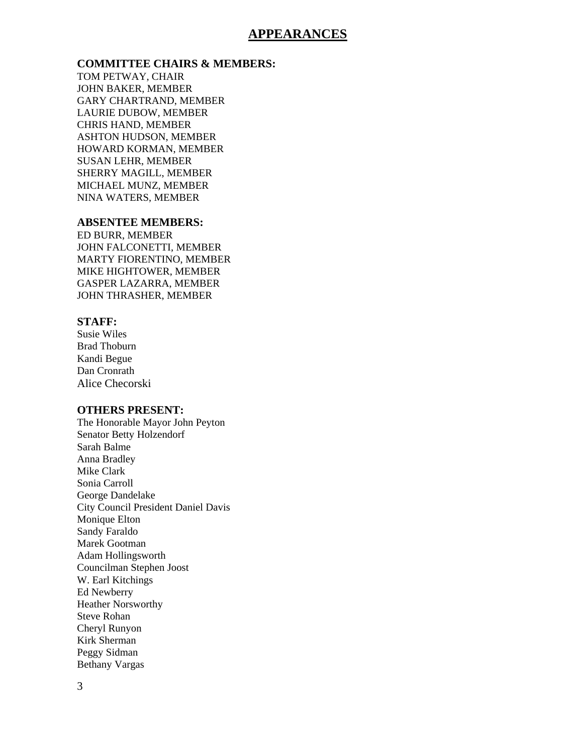# APPEARANCES

**COMMITTEE CHAIRS & MEMBERS:**

TOM PETWAY, CHAIR
JOHN BAKER, MEMBER
GARY CHARTRAND, MEMBER
LAURIE DUBOW, MEMBER
CHRIS HAND, MEMBER
ASHTON HUDSON, MEMBER
HOWARD KORMAN, MEMBER
SUSAN LEHR, MEMBER
SHERRY MAGILL, MEMBER
MICHAEL MUNZ, MEMBER
NINA WATERS, MEMBER

**ABSENTEE MEMBERS:**

ED BURR, MEMBER
JOHN FALCONETTI, MEMBER
MARTY FIORENTINO, MEMBER
MIKE HIGHTOWER, MEMBER
GASPER LAZARRA, MEMBER
JOHN THRASHER, MEMBER

**STAFF:**

Susie Wiles
Brad Thoburn
Kandi Begue
Dan Cronrath
Alice Checorski

**OTHERS PRESENT:**

The Honorable Mayor John Peyton
Senator Betty Holzendorf
Sarah Balme
Anna Bradley
Mike Clark
Sonia Carroll
George Dandelake
City Council President Daniel Davis
Monique Elton
Sandy Faraldo
Marek Gootman
Adam Hollingsworth
Councilman Stephen Joost
W. Earl Kitchings
Ed Newberry
Heather Norsworthy
Steve Rohan
Cheryl Runyon
Kirk Sherman
Peggy Sidman
Bethany Vargas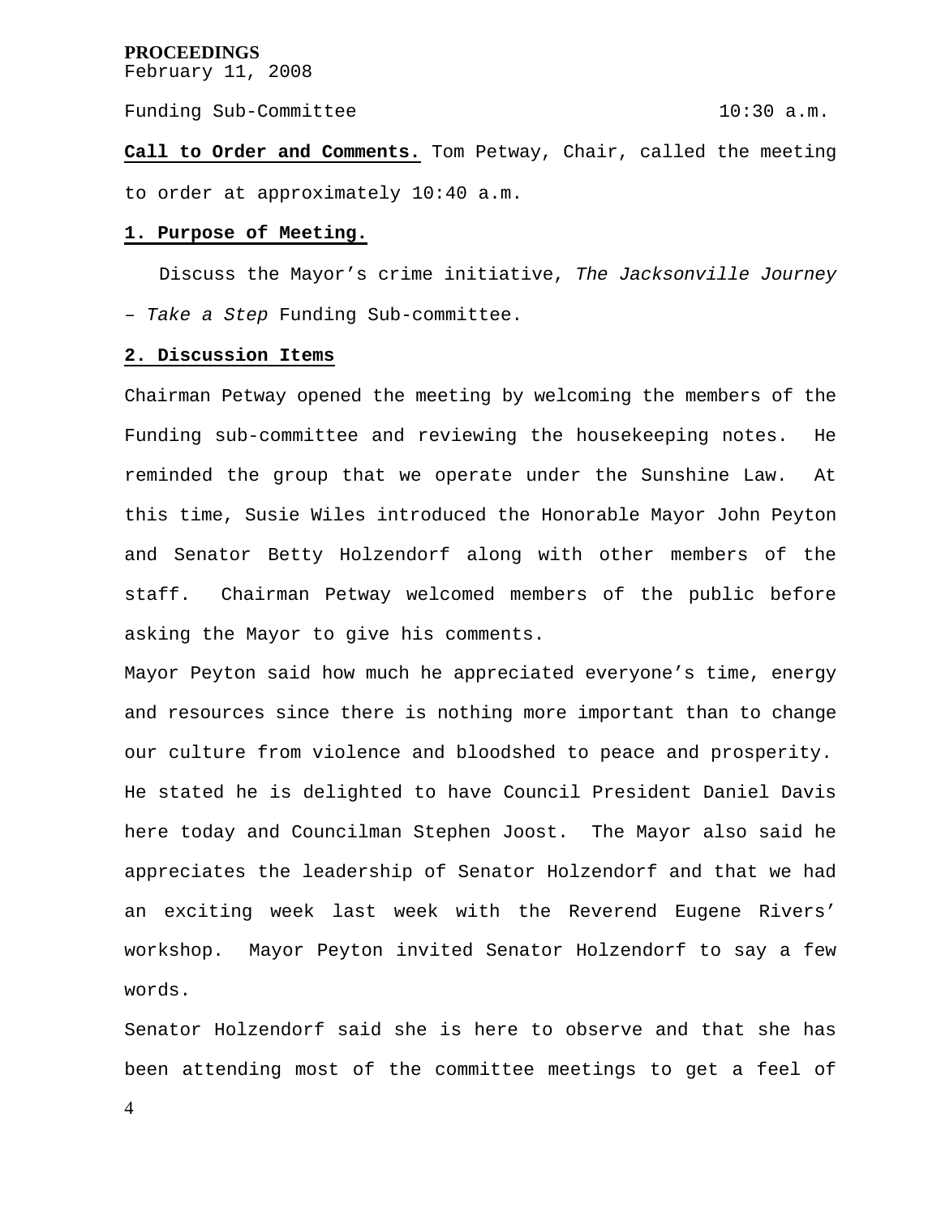**PROCEEDINGS**

February 11, 2008

Funding Sub-Committee 10:30 a.m.

**Call to Order and Comments.** Tom Petway, Chair, called the meeting to order at approximately 10:40 a.m.

**1. Purpose of Meeting.**

Discuss the Mayor's crime initiative, *The Jacksonville Journey – Take a Step* Funding Sub-committee.

**2. Discussion Items**

Chairman Petway opened the meeting by welcoming the members of the Funding sub-committee and reviewing the housekeeping notes. He reminded the group that we operate under the Sunshine Law. At this time, Susie Wiles introduced the Honorable Mayor John Peyton and Senator Betty Holzendorf along with other members of the staff. Chairman Petway welcomed members of the public before asking the Mayor to give his comments.

Mayor Peyton said how much he appreciated everyone's time, energy and resources since there is nothing more important than to change our culture from violence and bloodshed to peace and prosperity. He stated he is delighted to have Council President Daniel Davis here today and Councilman Stephen Joost. The Mayor also said he appreciates the leadership of Senator Holzendorf and that we had an exciting week last week with the Reverend Eugene Rivers' workshop. Mayor Peyton invited Senator Holzendorf to say a few words.

Senator Holzendorf said she is here to observe and that she has been attending most of the committee meetings to get a feel of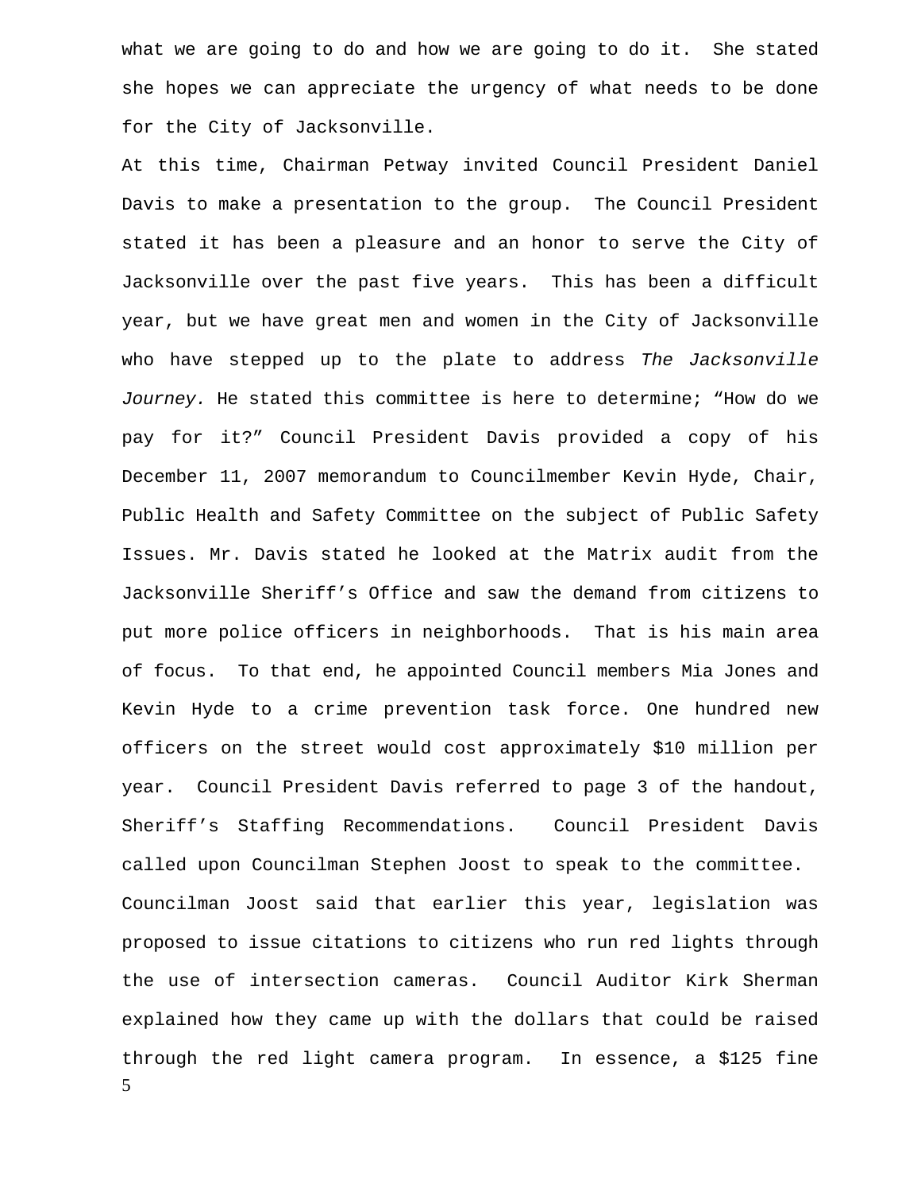what we are going to do and how we are going to do it. She stated she hopes we can appreciate the urgency of what needs to be done for the City of Jacksonville.

At this time, Chairman Petway invited Council President Daniel Davis to make a presentation to the group. The Council President stated it has been a pleasure and an honor to serve the City of Jacksonville over the past five years. This has been a difficult year, but we have great men and women in the City of Jacksonville who have stepped up to the plate to address *The Jacksonville Journey.* He stated this committee is here to determine; "How do we pay for it?" Council President Davis provided a copy of his December 11, 2007 memorandum to Councilmember Kevin Hyde, Chair, Public Health and Safety Committee on the subject of Public Safety Issues. Mr. Davis stated he looked at the Matrix audit from the Jacksonville Sheriff's Office and saw the demand from citizens to put more police officers in neighborhoods. That is his main area of focus. To that end, he appointed Council members Mia Jones and Kevin Hyde to a crime prevention task force. One hundred new officers on the street would cost approximately $10 million per year. Council President Davis referred to page 3 of the handout, Sheriff's Staffing Recommendations. Council President Davis called upon Councilman Stephen Joost to speak to the committee.

Councilman Joost said that earlier this year, legislation was proposed to issue citations to citizens who run red lights through the use of intersection cameras. Council Auditor Kirk Sherman explained how they came up with the dollars that could be raised through the red light camera program. In essence, a $125 fine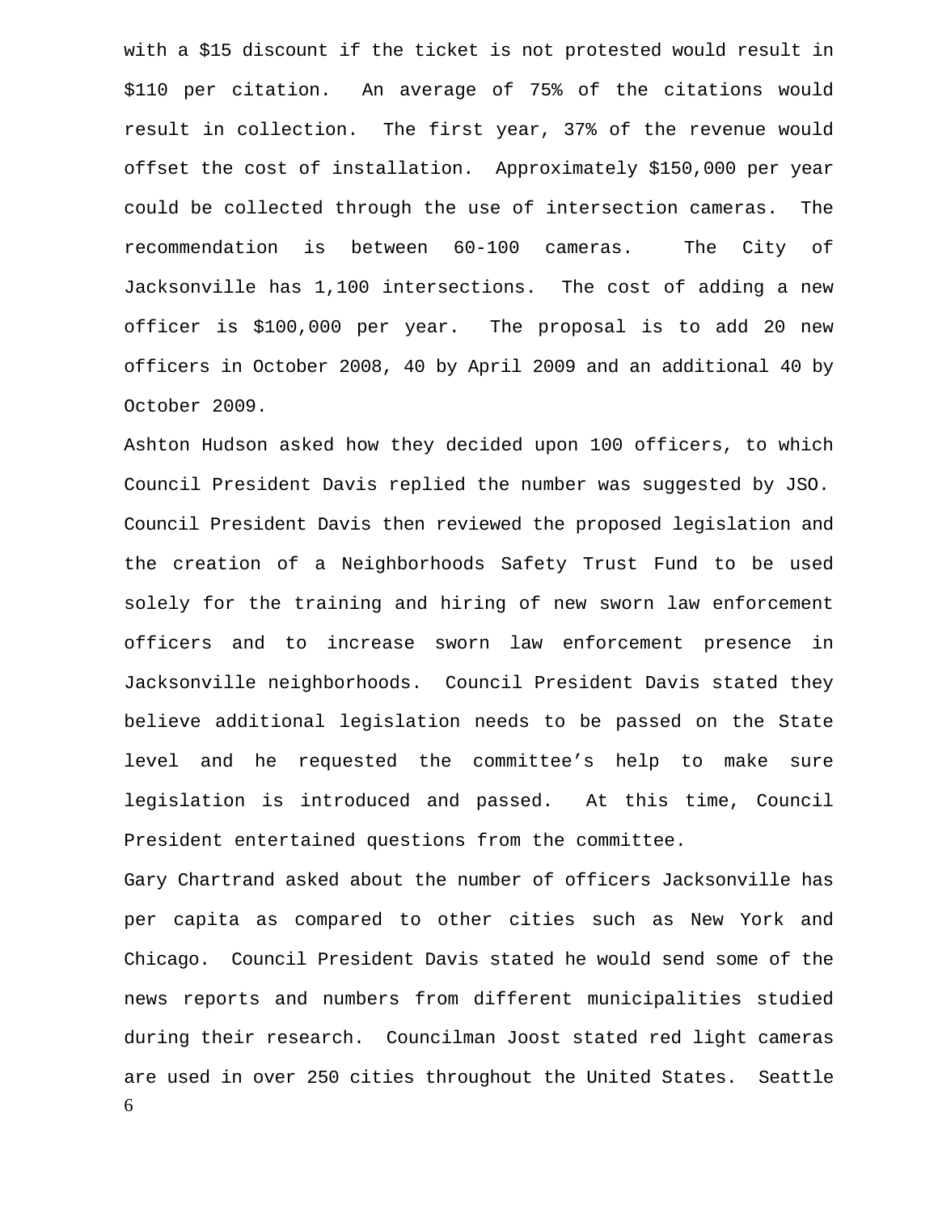with a $15 discount if the ticket is not protested would result in $110 per citation.  An average of 75% of the citations would result in collection.  The first year, 37% of the revenue would offset the cost of installation.  Approximately $150,000 per year could be collected through the use of intersection cameras.  The recommendation is between 60-100 cameras.  The City of Jacksonville has 1,100 intersections.  The cost of adding a new officer is $100,000 per year.  The proposal is to add 20 new officers in October 2008, 40 by April 2009 and an additional 40 by October 2009.

Ashton Hudson asked how they decided upon 100 officers, to which Council President Davis replied the number was suggested by JSO. Council President Davis then reviewed the proposed legislation and the creation of a Neighborhoods Safety Trust Fund to be used solely for the training and hiring of new sworn law enforcement officers and to increase sworn law enforcement presence in Jacksonville neighborhoods.  Council President Davis stated they believe additional legislation needs to be passed on the State level and he requested the committee's help to make sure legislation is introduced and passed.  At this time, Council President entertained questions from the committee.

Gary Chartrand asked about the number of officers Jacksonville has per capita as compared to other cities such as New York and Chicago.  Council President Davis stated he would send some of the news reports and numbers from different municipalities studied during their research.  Councilman Joost stated red light cameras are used in over 250 cities throughout the United States.  Seattle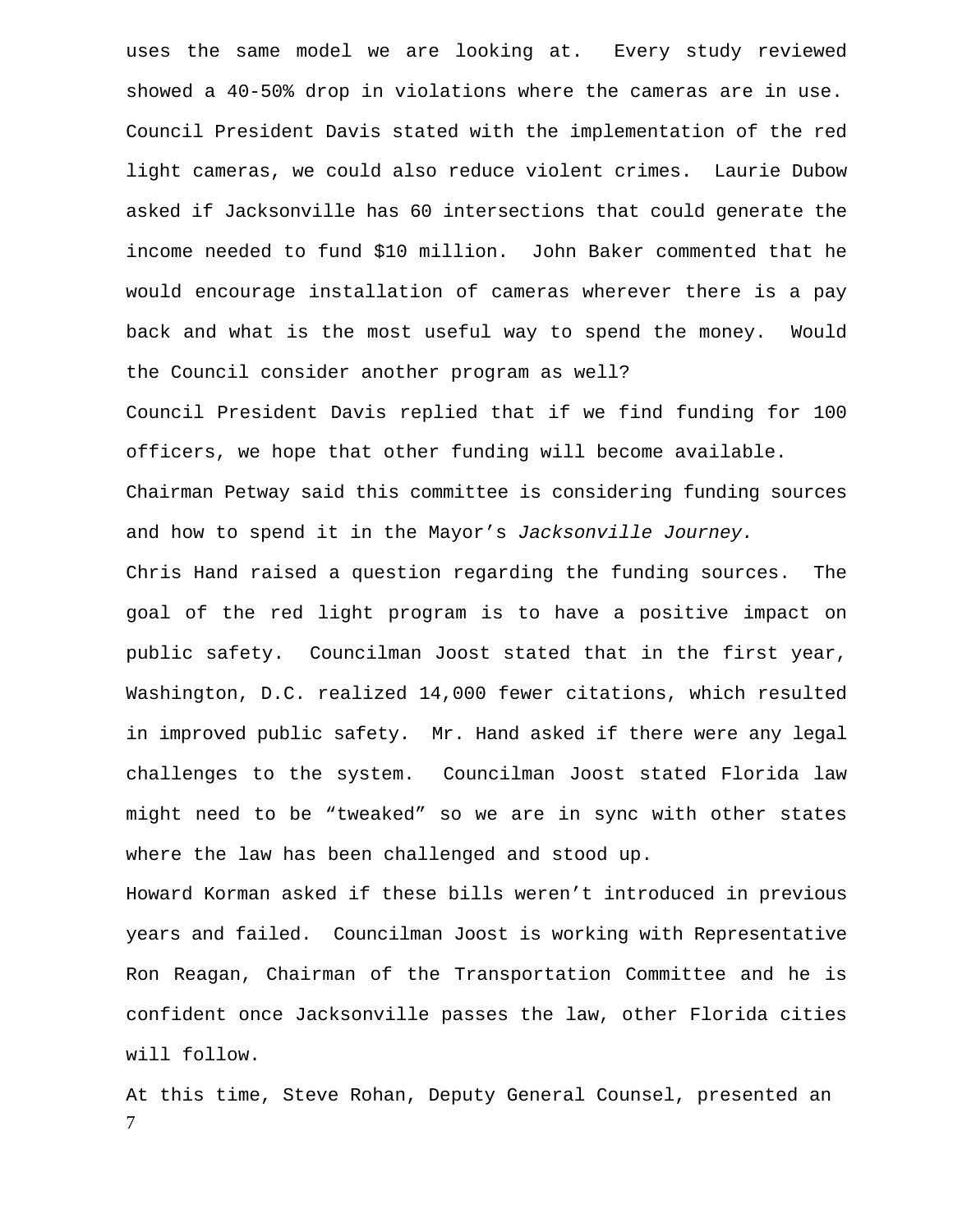uses the same model we are looking at. Every study reviewed showed a 40-50% drop in violations where the cameras are in use. Council President Davis stated with the implementation of the red light cameras, we could also reduce violent crimes. Laurie Dubow asked if Jacksonville has 60 intersections that could generate the income needed to fund $10 million. John Baker commented that he would encourage installation of cameras wherever there is a pay back and what is the most useful way to spend the money. Would the Council consider another program as well?

Council President Davis replied that if we find funding for 100 officers, we hope that other funding will become available.

Chairman Petway said this committee is considering funding sources and how to spend it in the Mayor's *Jacksonville Journey.*

Chris Hand raised a question regarding the funding sources. The goal of the red light program is to have a positive impact on public safety. Councilman Joost stated that in the first year, Washington, D.C. realized 14,000 fewer citations, which resulted in improved public safety. Mr. Hand asked if there were any legal challenges to the system. Councilman Joost stated Florida law might need to be "tweaked" so we are in sync with other states where the law has been challenged and stood up.

Howard Korman asked if these bills weren't introduced in previous years and failed. Councilman Joost is working with Representative Ron Reagan, Chairman of the Transportation Committee and he is confident once Jacksonville passes the law, other Florida cities will follow.

At this time, Steve Rohan, Deputy General Counsel, presented an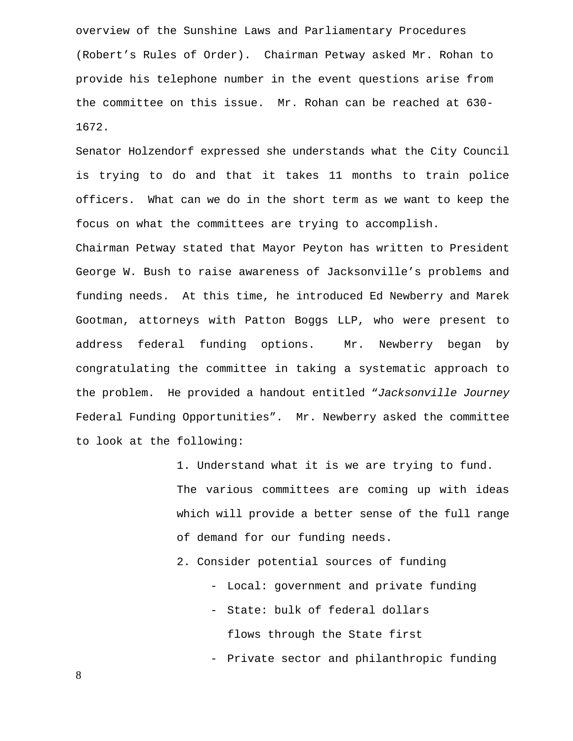overview of the Sunshine Laws and Parliamentary Procedures (Robert's Rules of Order). Chairman Petway asked Mr. Rohan to provide his telephone number in the event questions arise from the committee on this issue. Mr. Rohan can be reached at 630-1672.

Senator Holzendorf expressed she understands what the City Council is trying to do and that it takes 11 months to train police officers. What can we do in the short term as we want to keep the focus on what the committees are trying to accomplish.

Chairman Petway stated that Mayor Peyton has written to President George W. Bush to raise awareness of Jacksonville's problems and funding needs. At this time, he introduced Ed Newberry and Marek Gootman, attorneys with Patton Boggs LLP, who were present to address federal funding options. Mr. Newberry began by congratulating the committee in taking a systematic approach to the problem. He provided a handout entitled "*Jacksonville Journey* Federal Funding Opportunities". Mr. Newberry asked the committee to look at the following:

1. Understand what it is we are trying to fund. The various committees are coming up with ideas which will provide a better sense of the full range of demand for our funding needs.
2. Consider potential sources of funding
   - Local: government and private funding
   - State: bulk of federal dollars flows through the State first
   - Private sector and philanthropic funding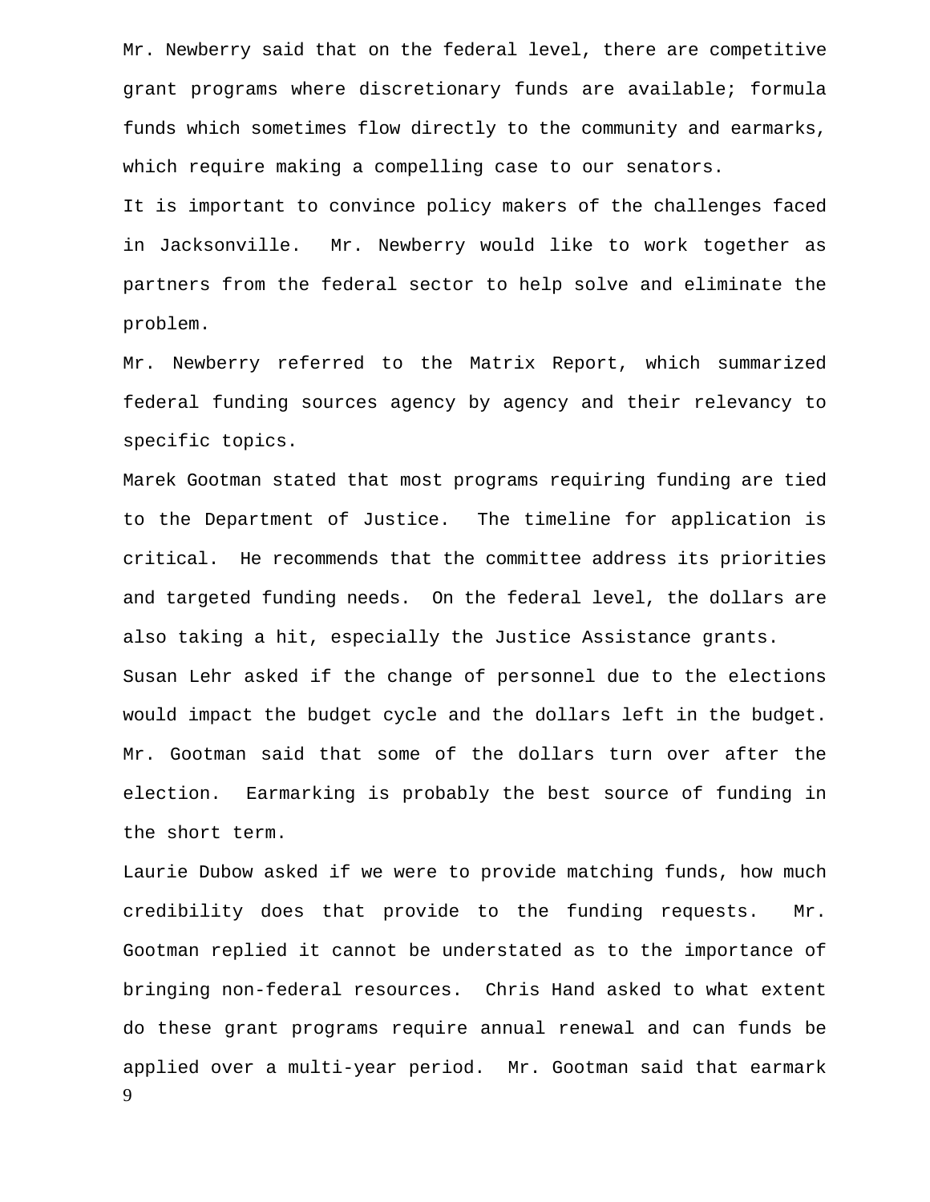Mr. Newberry said that on the federal level, there are competitive grant programs where discretionary funds are available; formula funds which sometimes flow directly to the community and earmarks, which require making a compelling case to our senators.

It is important to convince policy makers of the challenges faced in Jacksonville. Mr. Newberry would like to work together as partners from the federal sector to help solve and eliminate the problem.

Mr. Newberry referred to the Matrix Report, which summarized federal funding sources agency by agency and their relevancy to specific topics.

Marek Gootman stated that most programs requiring funding are tied to the Department of Justice. The timeline for application is critical. He recommends that the committee address its priorities and targeted funding needs. On the federal level, the dollars are also taking a hit, especially the Justice Assistance grants.

Susan Lehr asked if the change of personnel due to the elections would impact the budget cycle and the dollars left in the budget. Mr. Gootman said that some of the dollars turn over after the election. Earmarking is probably the best source of funding in the short term.

Laurie Dubow asked if we were to provide matching funds, how much credibility does that provide to the funding requests. Mr. Gootman replied it cannot be understated as to the importance of bringing non-federal resources. Chris Hand asked to what extent do these grant programs require annual renewal and can funds be applied over a multi-year period. Mr. Gootman said that earmark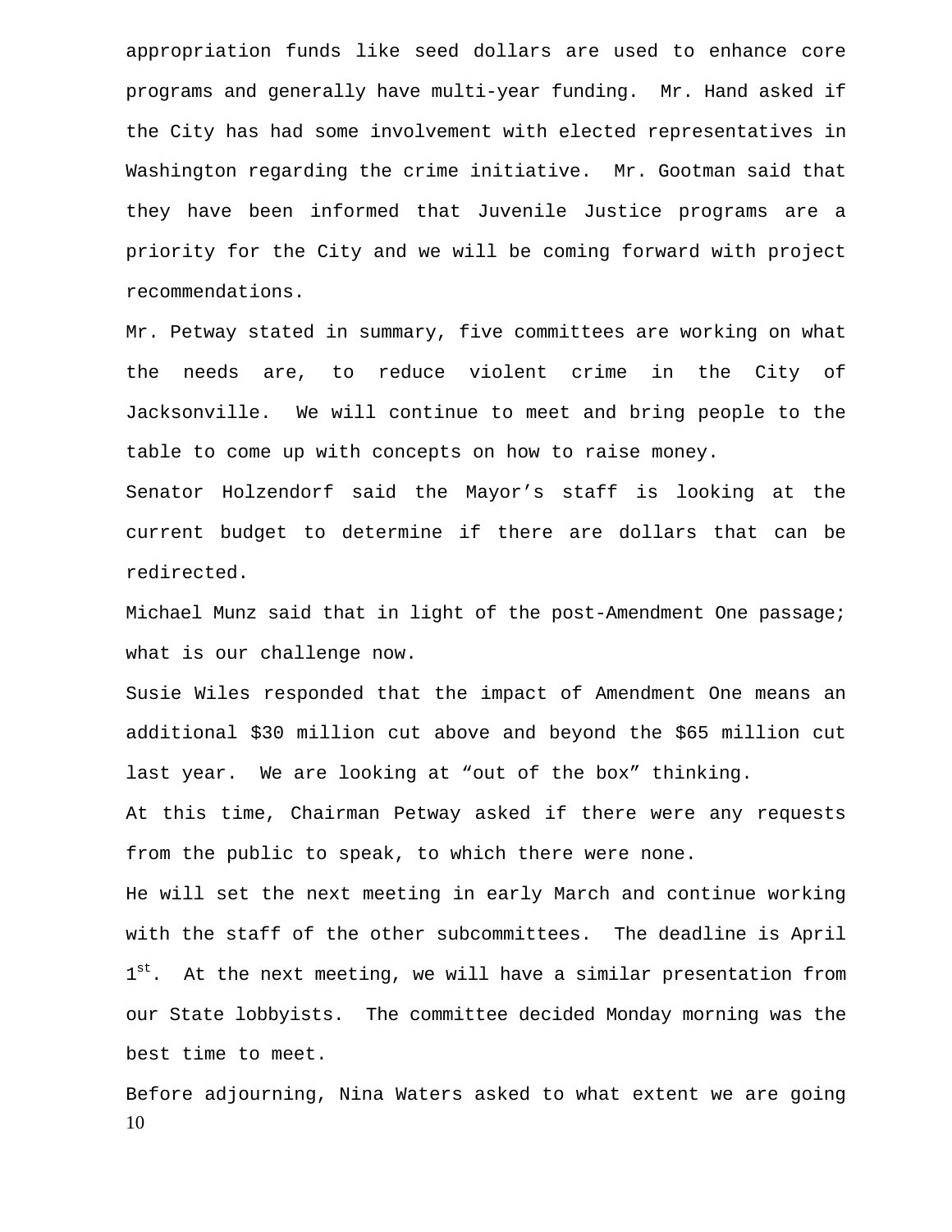appropriation funds like seed dollars are used to enhance core programs and generally have multi-year funding. Mr. Hand asked if the City has had some involvement with elected representatives in Washington regarding the crime initiative. Mr. Gootman said that they have been informed that Juvenile Justice programs are a priority for the City and we will be coming forward with project recommendations.

Mr. Petway stated in summary, five committees are working on what the needs are, to reduce violent crime in the City of Jacksonville. We will continue to meet and bring people to the table to come up with concepts on how to raise money.

Senator Holzendorf said the Mayor's staff is looking at the current budget to determine if there are dollars that can be redirected.

Michael Munz said that in light of the post-Amendment One passage; what is our challenge now.

Susie Wiles responded that the impact of Amendment One means an additional $30 million cut above and beyond the $65 million cut last year. We are looking at "out of the box" thinking.

At this time, Chairman Petway asked if there were any requests from the public to speak, to which there were none.

He will set the next meeting in early March and continue working with the staff of the other subcommittees. The deadline is April 1st. At the next meeting, we will have a similar presentation from our State lobbyists. The committee decided Monday morning was the best time to meet.

Before adjourning, Nina Waters asked to what extent we are going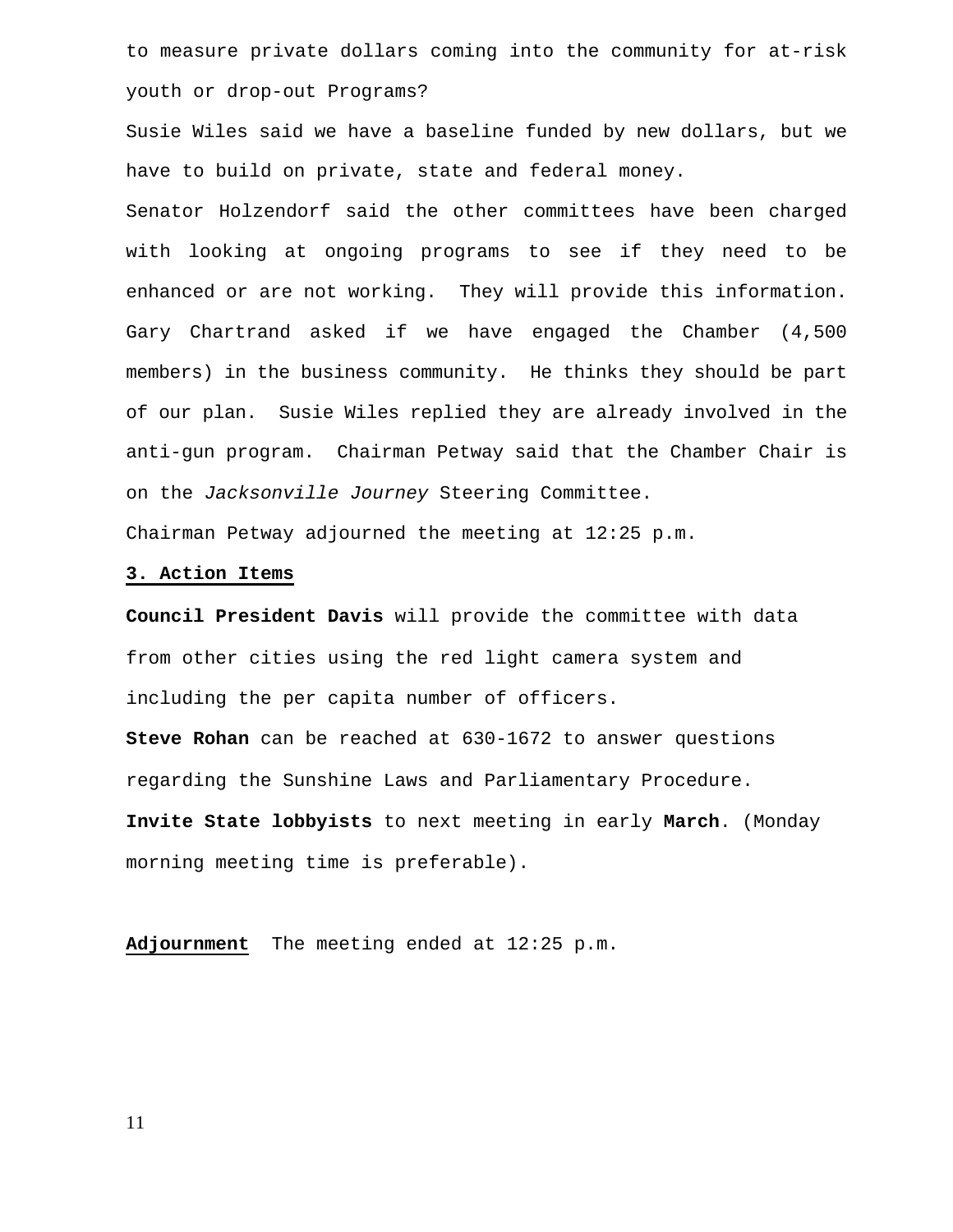to measure private dollars coming into the community for at-risk youth or drop-out Programs?

Susie Wiles said we have a baseline funded by new dollars, but we have to build on private, state and federal money.

Senator Holzendorf said the other committees have been charged with looking at ongoing programs to see if they need to be enhanced or are not working. They will provide this information.

Gary Chartrand asked if we have engaged the Chamber (4,500 members) in the business community. He thinks they should be part of our plan. Susie Wiles replied they are already involved in the anti-gun program. Chairman Petway said that the Chamber Chair is on the *Jacksonville Journey* Steering Committee.

Chairman Petway adjourned the meeting at 12:25 p.m.

## 3. Action Items

**Council President Davis** will provide the committee with data from other cities using the red light camera system and including the per capita number of officers.

**Steve Rohan** can be reached at 630-1672 to answer questions regarding the Sunshine Laws and Parliamentary Procedure.

**Invite State lobbyists** to next meeting in early **March**. (Monday morning meeting time is preferable).

**Adjournment** The meeting ended at 12:25 p.m.